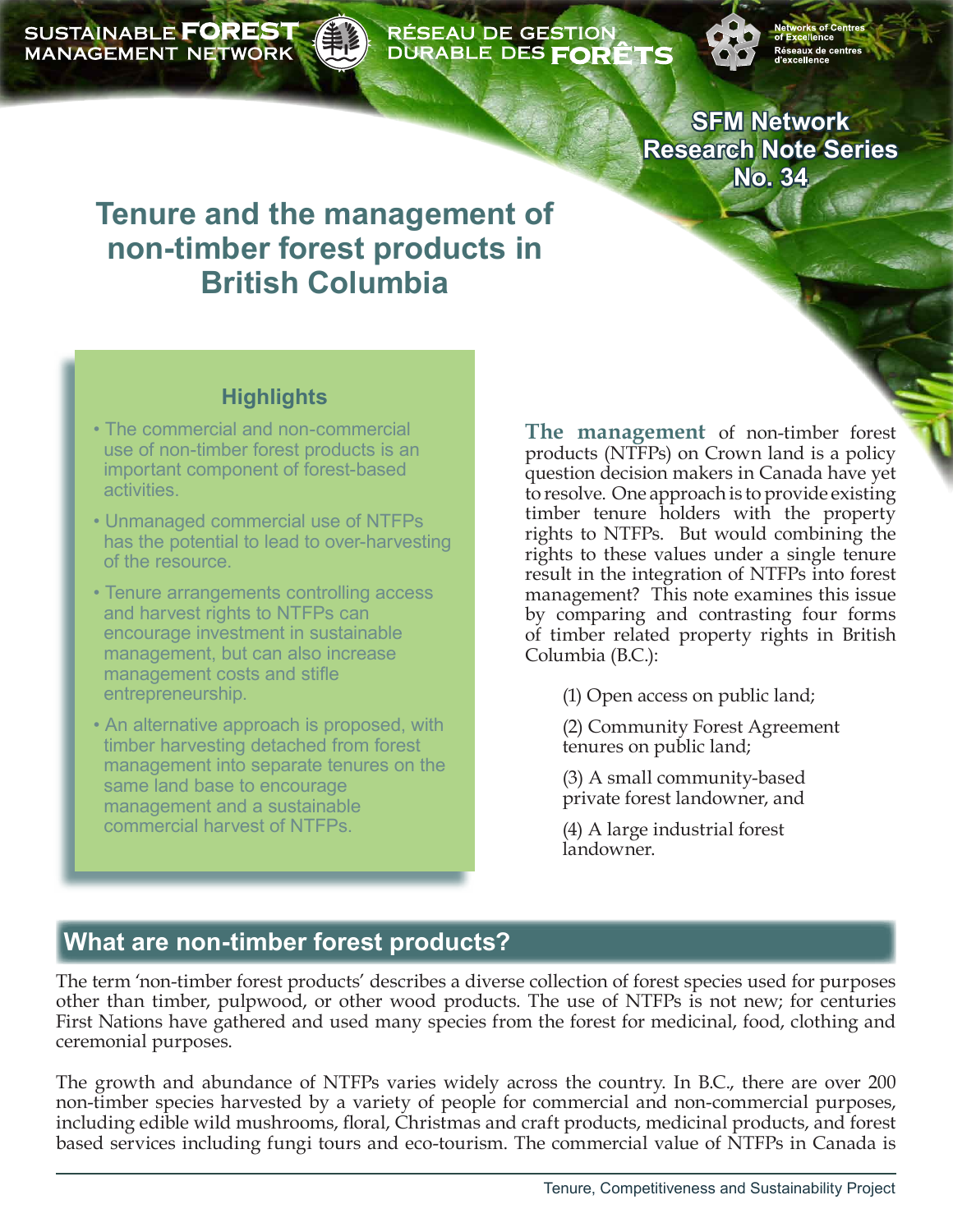SUSTAINABLE FOREST MANAGEMENT NETWORK — RÉSEAU DE GESTION DURABLE DES FORÊTS

Networks of Centres of Excellence — Réseaux de centres d'excellence

**SFM Network Research Note Series No. 34**

# Tenure and the management of non-timber forest products in British Columbia

### Highlights

- The commercial and non-commercial use of non-timber forest products is an important component of forest-based activities.
- Unmanaged commercial use of NTFPs has the potential to lead to over-harvesting of the resource.
- Tenure arrangements controlling access and harvest rights to NTFPs can encourage investment in sustainable management, but can also increase management costs and stifle entrepreneurship.
- An alternative approach is proposed, with timber harvesting detached from forest management into separate tenures on the same land base to encourage management and a sustainable commercial harvest of NTFPs.

**The management** of non-timber forest products (NTFPs) on Crown land is a policy question decision makers in Canada have yet to resolve. One approach is to provide existing timber tenure holders with the property rights to NTFPs. But would combining the rights to these values under a single tenure result in the integration of NTFPs into forest management? This note examines this issue by comparing and contrasting four forms of timber related property rights in British Columbia (B.C.):

(1) Open access on public land;

(2) Community Forest Agreement tenures on public land;

(3) A small community-based private forest landowner, and

(4) A large industrial forest landowner.

## What are non-timber forest products?

The term 'non-timber forest products' describes a diverse collection of forest species used for purposes other than timber, pulpwood, or other wood products. The use of NTFPs is not new; for centuries First Nations have gathered and used many species from the forest for medicinal, food, clothing and ceremonial purposes.

The growth and abundance of NTFPs varies widely across the country. In B.C., there are over 200 non-timber species harvested by a variety of people for commercial and non-commercial purposes, including edible wild mushrooms, floral, Christmas and craft products, medicinal products, and forest based services including fungi tours and eco-tourism. The commercial value of NTFPs in Canada is

Tenure, Competitiveness and Sustainability Project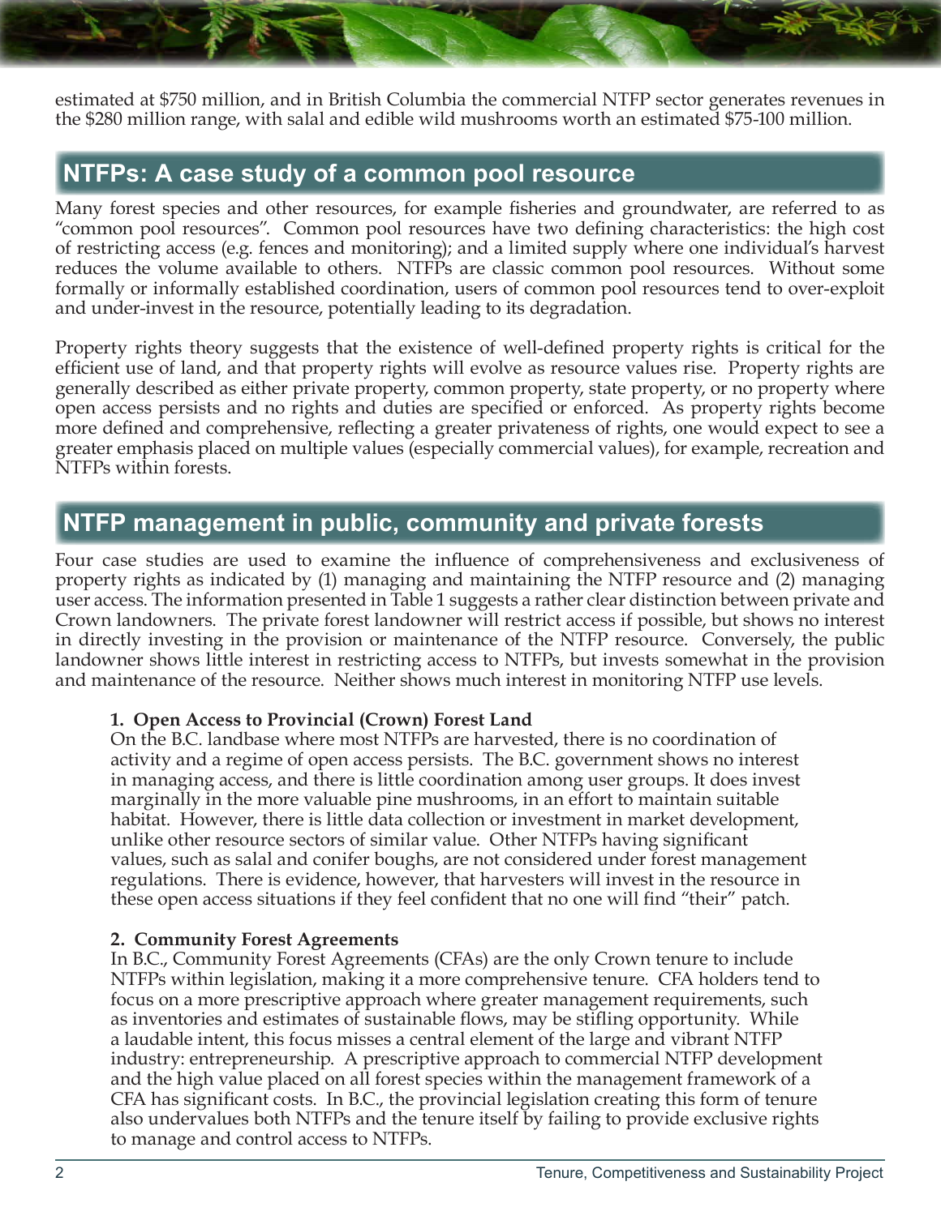estimated at $750 million, and in British Columbia the commercial NTFP sector generates revenues in the $280 million range, with salal and edible wild mushrooms worth an estimated $75-100 million.

## NTFPs: A case study of a common pool resource

Many forest species and other resources, for example fisheries and groundwater, are referred to as "common pool resources". Common pool resources have two defining characteristics: the high cost of restricting access (e.g. fences and monitoring); and a limited supply where one individual's harvest reduces the volume available to others. NTFPs are classic common pool resources. Without some formally or informally established coordination, users of common pool resources tend to over-exploit and under-invest in the resource, potentially leading to its degradation.

Property rights theory suggests that the existence of well-defined property rights is critical for the efficient use of land, and that property rights will evolve as resource values rise. Property rights are generally described as either private property, common property, state property, or no property where open access persists and no rights and duties are specified or enforced. As property rights become more defined and comprehensive, reflecting a greater privateness of rights, one would expect to see a greater emphasis placed on multiple values (especially commercial values), for example, recreation and NTFPs within forests.

## NTFP management in public, community and private forests

Four case studies are used to examine the influence of comprehensiveness and exclusiveness of property rights as indicated by (1) managing and maintaining the NTFP resource and (2) managing user access. The information presented in Table 1 suggests a rather clear distinction between private and Crown landowners. The private forest landowner will restrict access if possible, but shows no interest in directly investing in the provision or maintenance of the NTFP resource. Conversely, the public landowner shows little interest in restricting access to NTFPs, but invests somewhat in the provision and maintenance of the resource. Neither shows much interest in monitoring NTFP use levels.

**1. Open Access to Provincial (Crown) Forest Land**

On the B.C. landbase where most NTFPs are harvested, there is no coordination of activity and a regime of open access persists. The B.C. government shows no interest in managing access, and there is little coordination among user groups. It does invest marginally in the more valuable pine mushrooms, in an effort to maintain suitable habitat. However, there is little data collection or investment in market development, unlike other resource sectors of similar value. Other NTFPs having significant values, such as salal and conifer boughs, are not considered under forest management regulations. There is evidence, however, that harvesters will invest in the resource in these open access situations if they feel confident that no one will find "their" patch.

**2. Community Forest Agreements**

In B.C., Community Forest Agreements (CFAs) are the only Crown tenure to include NTFPs within legislation, making it a more comprehensive tenure. CFA holders tend to focus on a more prescriptive approach where greater management requirements, such as inventories and estimates of sustainable flows, may be stifling opportunity. While a laudable intent, this focus misses a central element of the large and vibrant NTFP industry: entrepreneurship. A prescriptive approach to commercial NTFP development and the high value placed on all forest species within the management framework of a CFA has significant costs. In B.C., the provincial legislation creating this form of tenure also undervalues both NTFPs and the tenure itself by failing to provide exclusive rights to manage and control access to NTFPs.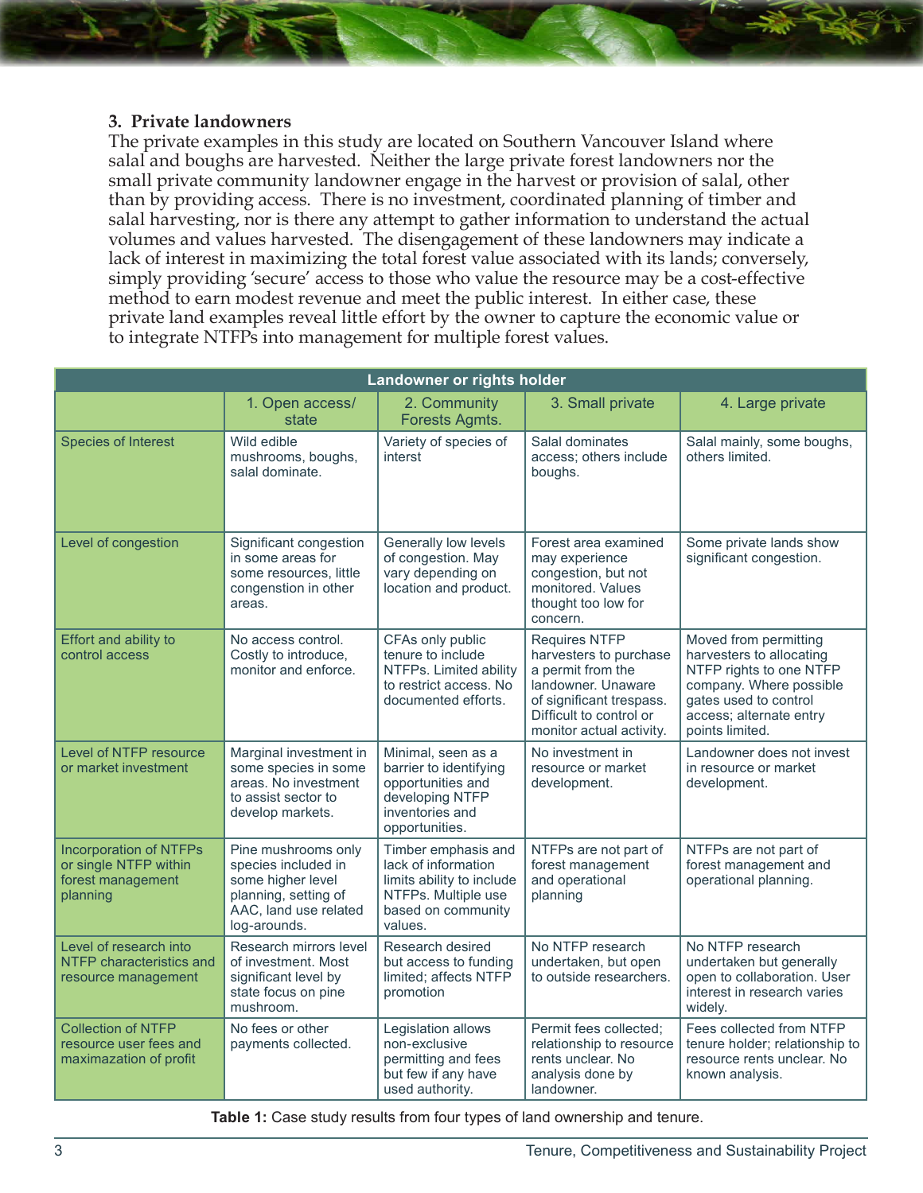### 3. Private landowners

The private examples in this study are located on Southern Vancouver Island where salal and boughs are harvested. Neither the large private forest landowners nor the small private community landowner engage in the harvest or provision of salal, other than by providing access. There is no investment, coordinated planning of timber and salal harvesting, nor is there any attempt to gather information to understand the actual volumes and values harvested. The disengagement of these landowners may indicate a lack of interest in maximizing the total forest value associated with its lands; conversely, simply providing 'secure' access to those who value the resource may be a cost-effective method to earn modest revenue and meet the public interest. In either case, these private land examples reveal little effort by the owner to capture the economic value or to integrate NTFPs into management for multiple forest values.

| Landowner or rights holder | | | | |
|---|---|---|---|---|
| | 1. Open access/ state | 2. Community Forests Agmts. | 3. Small private | 4. Large private |
| Species of Interest | Wild edible mushrooms, boughs, salal dominate. | Variety of species of interest | Salal dominates access; others include boughs. | Salal mainly, some boughs, others limited. |
| Level of congestion | Significant congestion in some areas for some resources, little congenstion in other areas. | Generally low levels of congestion. May vary depending on location and product. | Forest area examined may experience congestion, but not monitored. Values thought too low for concern. | Some private lands show significant congestion. |
| Effort and ability to control access | No access control. Costly to introduce, monitor and enforce. | CFAs only public tenure to include NTFPs. Limited ability to restrict access. No documented efforts. | Requires NTFP harvesters to purchase a permit from the landowner. Unaware of significant trespass. Difficult to control or monitor actual activity. | Moved from permitting harvesters to allocating NTFP rights to one NTFP company. Where possible gates used to control access; alternate entry points limited. |
| Level of NTFP resource or market investment | Marginal investment in some species in some areas. No investment to assist sector to develop markets. | Minimal, seen as a barrier to identifying opportunities and developing NTFP inventories and opportunities. | No investment in resource or market development. | Landowner does not invest in resource or market development. |
| Incorporation of NTFPs or single NTFP within forest management planning | Pine mushrooms only species included in some higher level planning, setting of AAC, land use related log-arounds. | Timber emphasis and lack of information limits ability to include NTFPs. Multiple use based on community values. | NTFPs are not part of forest management and operational planning | NTFPs are not part of forest management and operational planning. |
| Level of research into NTFP characteristics and resource management | Research mirrors level of investment. Most significant level by state focus on pine mushroom. | Research desired but access to funding limited; affects NTFP promotion | No NTFP research undertaken, but open to outside researchers. | No NTFP research undertaken but generally open to collaboration. User interest in research varies widely. |
| Collection of NTFP resource user fees and maximazation of profit | No fees or other payments collected. | Legislation allows non-exclusive permitting and fees but few if any have used authority. | Permit fees collected; relationship to resource rents unclear. No analysis done by landowner. | Fees collected from NTFP tenure holder; relationship to resource rents unclear. No known analysis. |

**Table 1:** Case study results from four types of land ownership and tenure.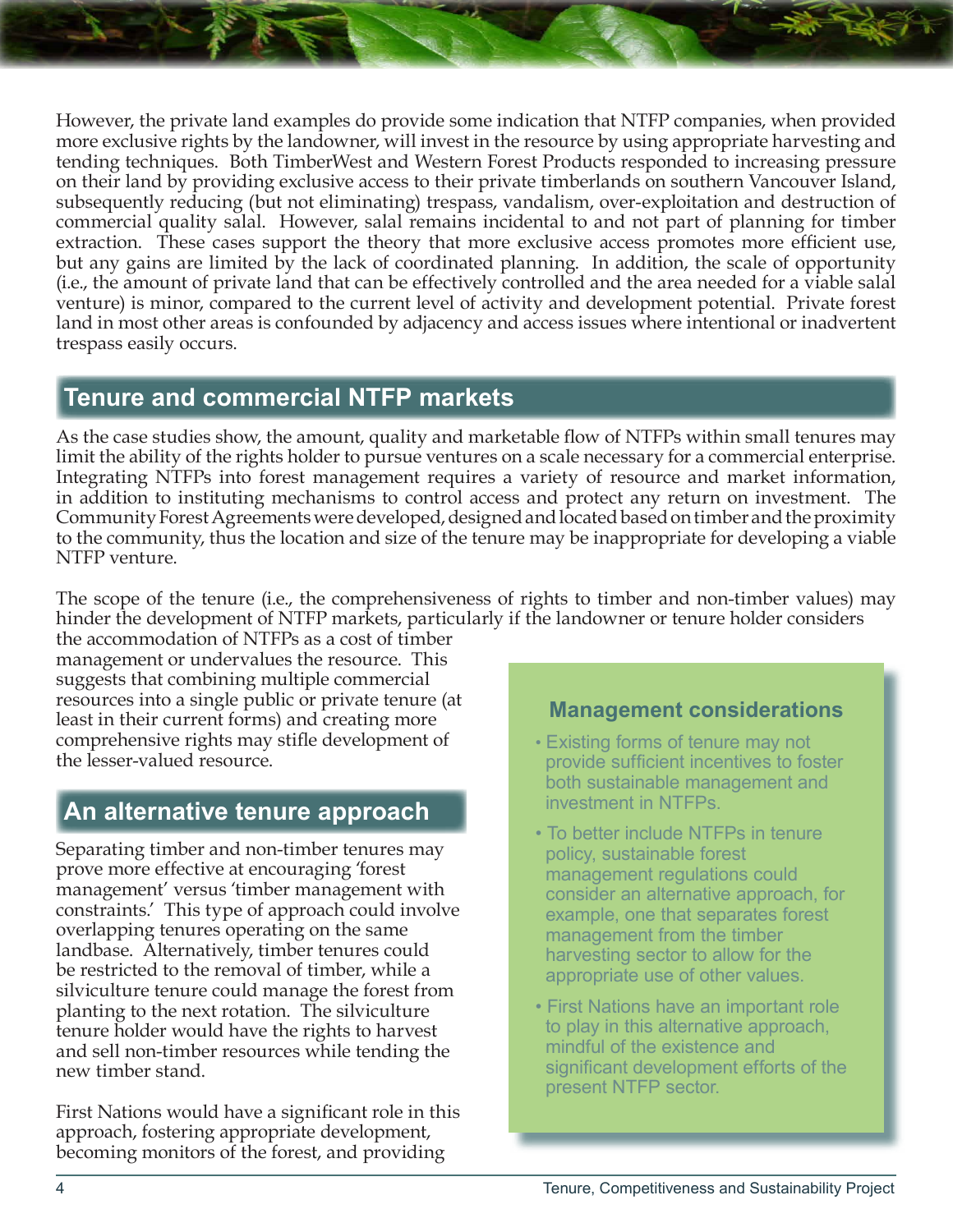However, the private land examples do provide some indication that NTFP companies, when provided more exclusive rights by the landowner, will invest in the resource by using appropriate harvesting and tending techniques. Both TimberWest and Western Forest Products responded to increasing pressure on their land by providing exclusive access to their private timberlands on southern Vancouver Island, subsequently reducing (but not eliminating) trespass, vandalism, over-exploitation and destruction of commercial quality salal. However, salal remains incidental to and not part of planning for timber extraction. These cases support the theory that more exclusive access promotes more efficient use, but any gains are limited by the lack of coordinated planning. In addition, the scale of opportunity (i.e., the amount of private land that can be effectively controlled and the area needed for a viable salal venture) is minor, compared to the current level of activity and development potential. Private forest land in most other areas is confounded by adjacency and access issues where intentional or inadvertent trespass easily occurs.

## Tenure and commercial NTFP markets

As the case studies show, the amount, quality and marketable flow of NTFPs within small tenures may limit the ability of the rights holder to pursue ventures on a scale necessary for a commercial enterprise. Integrating NTFPs into forest management requires a variety of resource and market information, in addition to instituting mechanisms to control access and protect any return on investment. The Community Forest Agreements were developed, designed and located based on timber and the proximity to the community, thus the location and size of the tenure may be inappropriate for developing a viable NTFP venture.

The scope of the tenure (i.e., the comprehensiveness of rights to timber and non-timber values) may hinder the development of NTFP markets, particularly if the landowner or tenure holder considers the accommodation of NTFPs as a cost of timber management or undervalues the resource. This suggests that combining multiple commercial resources into a single public or private tenure (at least in their current forms) and creating more comprehensive rights may stifle development of the lesser-valued resource.

## An alternative tenure approach

Separating timber and non-timber tenures may prove more effective at encouraging 'forest management' versus 'timber management with constraints.' This type of approach could involve overlapping tenures operating on the same landbase. Alternatively, timber tenures could be restricted to the removal of timber, while a silviculture tenure could manage the forest from planting to the next rotation. The silviculture tenure holder would have the rights to harvest and sell non-timber resources while tending the new timber stand.

First Nations would have a significant role in this approach, fostering appropriate development, becoming monitors of the forest, and providing

### Management considerations

- Existing forms of tenure may not provide sufficient incentives to foster both sustainable management and investment in NTFPs.
- To better include NTFPs in tenure policy, sustainable forest management regulations could consider an alternative approach, for example, one that separates forest management from the timber harvesting sector to allow for the appropriate use of other values.
- First Nations have an important role to play in this alternative approach, mindful of the existence and significant development efforts of the present NTFP sector.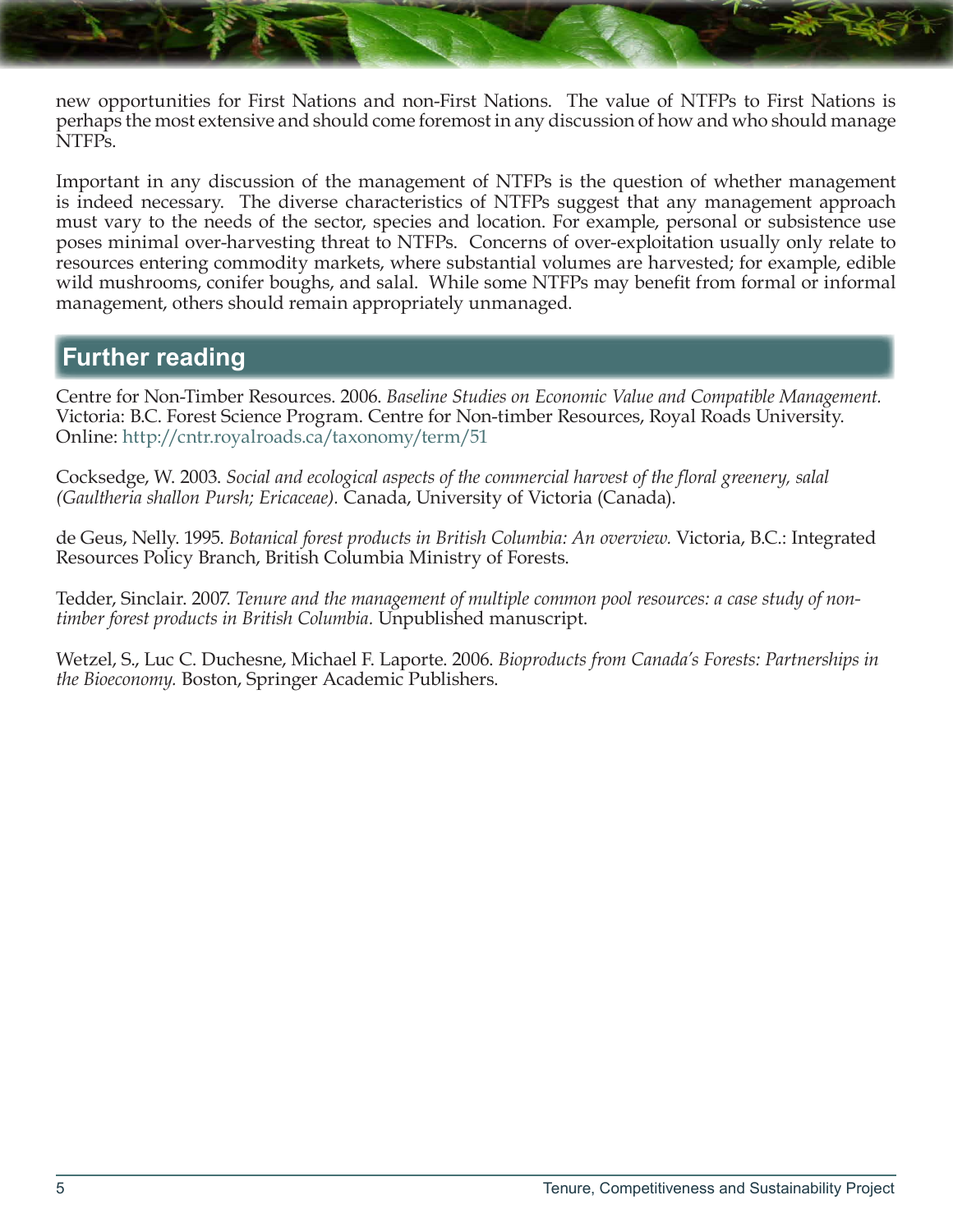new opportunities for First Nations and non-First Nations. The value of NTFPs to First Nations is perhaps the most extensive and should come foremost in any discussion of how and who should manage NTFPs.

Important in any discussion of the management of NTFPs is the question of whether management is indeed necessary. The diverse characteristics of NTFPs suggest that any management approach must vary to the needs of the sector, species and location. For example, personal or subsistence use poses minimal over-harvesting threat to NTFPs. Concerns of over-exploitation usually only relate to resources entering commodity markets, where substantial volumes are harvested; for example, edible wild mushrooms, conifer boughs, and salal. While some NTFPs may benefit from formal or informal management, others should remain appropriately unmanaged.

## Further reading

Centre for Non-Timber Resources. 2006. *Baseline Studies on Economic Value and Compatible Management.* Victoria: B.C. Forest Science Program. Centre for Non-timber Resources, Royal Roads University. Online: http://cntr.royalroads.ca/taxonomy/term/51

Cocksedge, W. 2003. *Social and ecological aspects of the commercial harvest of the floral greenery, salal (Gaultheria shallon Pursh; Ericaceae).* Canada, University of Victoria (Canada).

de Geus, Nelly. 1995. *Botanical forest products in British Columbia: An overview.* Victoria, B.C.: Integrated Resources Policy Branch, British Columbia Ministry of Forests.

Tedder, Sinclair. 2007. *Tenure and the management of multiple common pool resources: a case study of non-timber forest products in British Columbia.* Unpublished manuscript.

Wetzel, S., Luc C. Duchesne, Michael F. Laporte. 2006. *Bioproducts from Canada's Forests: Partnerships in the Bioeconomy.* Boston, Springer Academic Publishers.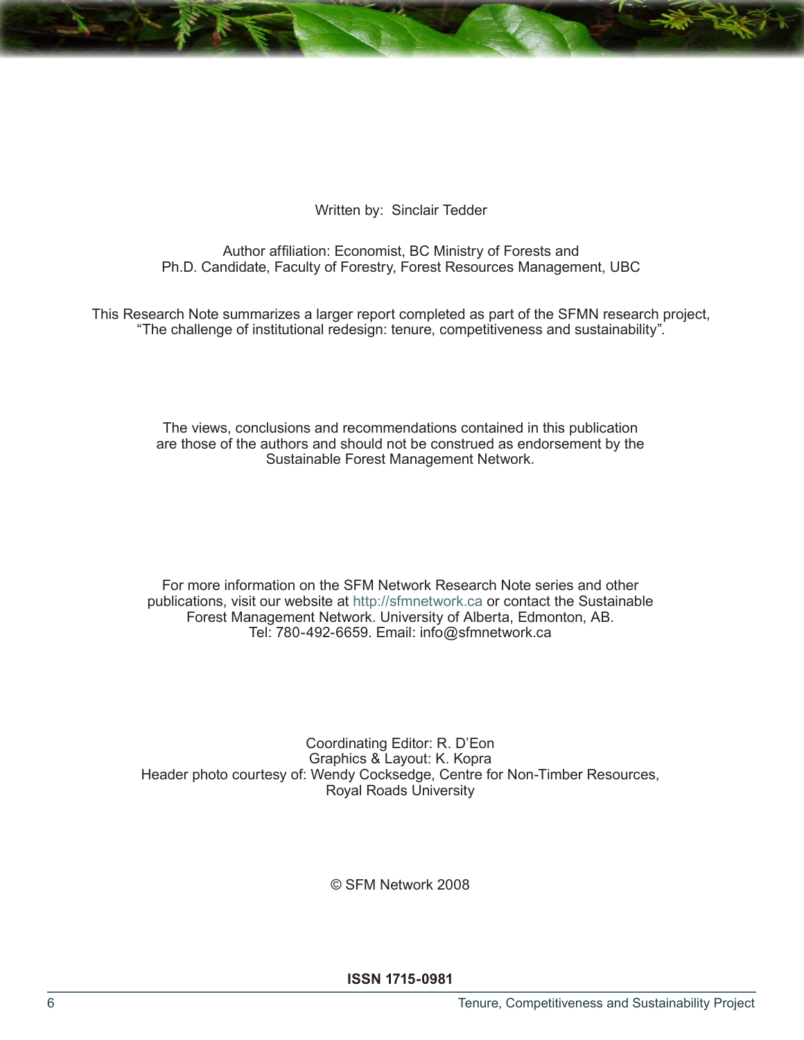Written by: Sinclair Tedder

Author affiliation: Economist, BC Ministry of Forests and
Ph.D. Candidate, Faculty of Forestry, Forest Resources Management, UBC

This Research Note summarizes a larger report completed as part of the SFMN research project, "The challenge of institutional redesign: tenure, competitiveness and sustainability".

The views, conclusions and recommendations contained in this publication are those of the authors and should not be construed as endorsement by the Sustainable Forest Management Network.

For more information on the SFM Network Research Note series and other publications, visit our website at http://sfmnetwork.ca or contact the Sustainable Forest Management Network. University of Alberta, Edmonton, AB.
Tel: 780-492-6659. Email: info@sfmnetwork.ca

Coordinating Editor: R. D'Eon
Graphics & Layout: K. Kopra
Header photo courtesy of: Wendy Cocksedge, Centre for Non-Timber Resources, Royal Roads University

© SFM Network 2008

**ISSN 1715-0981**